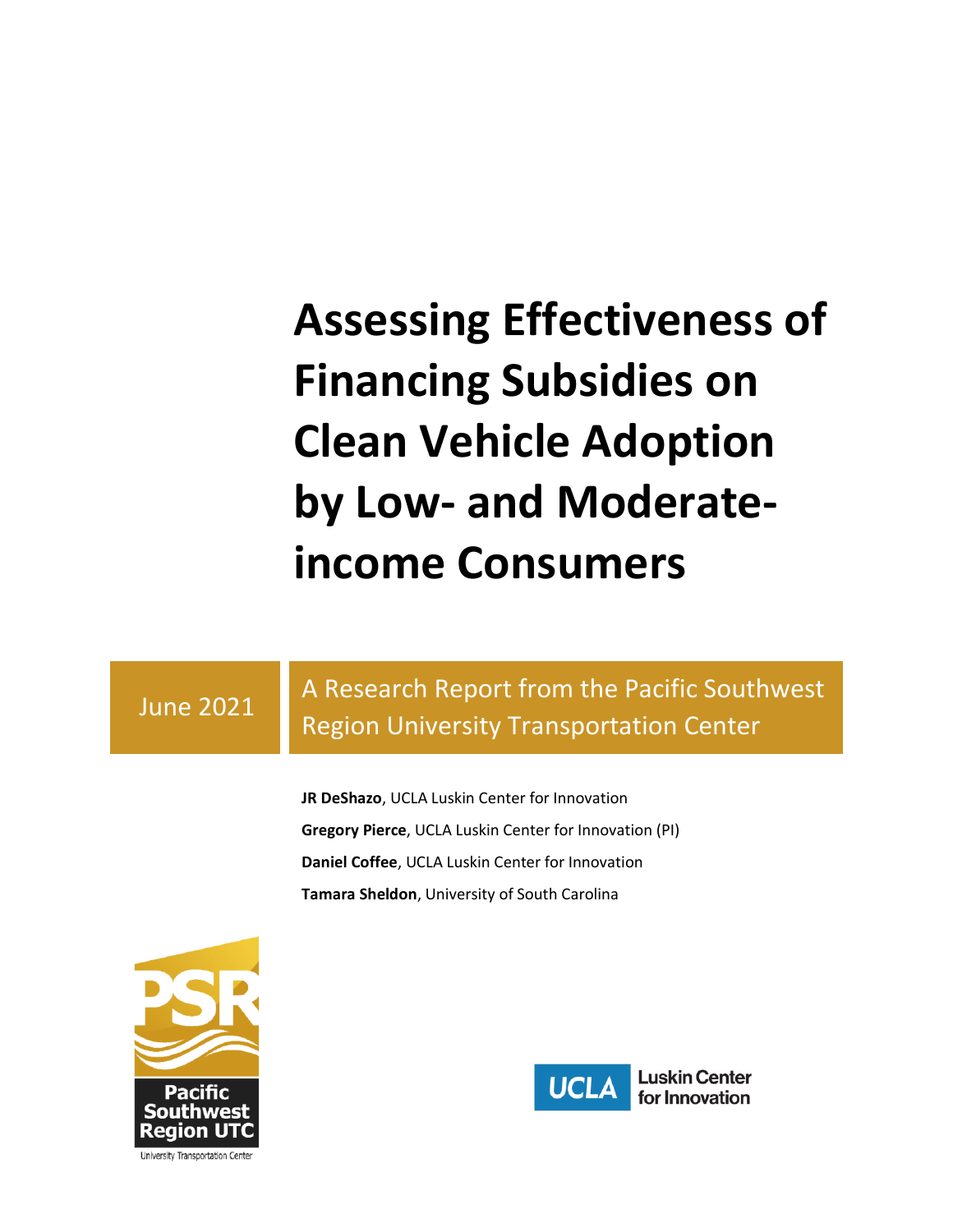# Assessing Effectiveness of Financing Subsidies on Clean Vehicle Adoption by Low- and Moderate-income Consumers

June 2021

A Research Report from the Pacific Southwest Region University Transportation Center

**JR DeShazo**, UCLA Luskin Center for Innovation

**Gregory Pierce**, UCLA Luskin Center for Innovation (PI)

**Daniel Coffee**, UCLA Luskin Center for Innovation

**Tamara Sheldon**, University of South Carolina

PSR Pacific Southwest Region UTC

University Transportation Center

UCLA Luskin Center for Innovation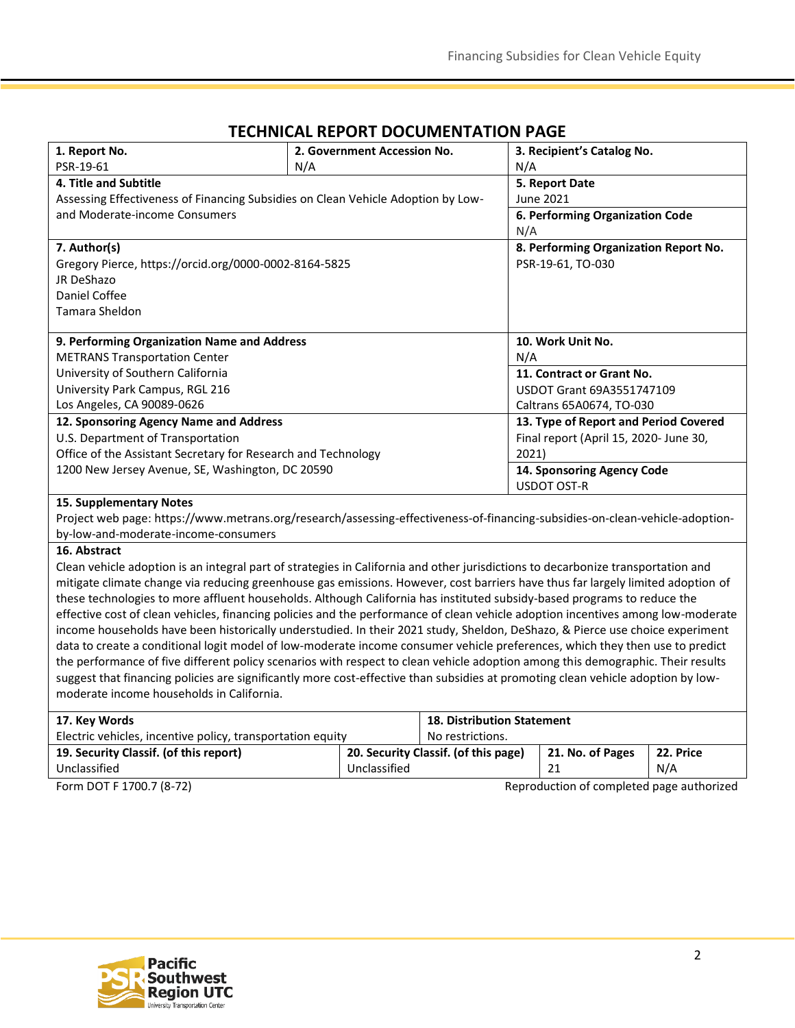# TECHNICAL REPORT DOCUMENTATION PAGE

| **1. Report No.** | **2. Government Accession No.** | **3. Recipient's Catalog No.** |
|---|---|---|
| PSR-19-61 | N/A | N/A |

| **4. Title and Subtitle** | **5. Report Date** |
|---|---|
| Assessing Effectiveness of Financing Subsidies on Clean Vehicle Adoption by Low- and Moderate-income Consumers | June 2021 |
| | **6. Performing Organization Code** N/A |
| **7. Author(s)** Gregory Pierce, https://orcid.org/0000-0002-8164-5825 JR DeShazo Daniel Coffee Tamara Sheldon | **8. Performing Organization Report No.** PSR-19-61, TO-030 |
| **9. Performing Organization Name and Address** METRANS Transportation Center University of Southern California University Park Campus, RGL 216 Los Angeles, CA 90089-0626 | **10. Work Unit No.** N/A |
| | **11. Contract or Grant No.** USDOT Grant 69A3551747109 Caltrans 65A0674, TO-030 |
| **12. Sponsoring Agency Name and Address** U.S. Department of Transportation Office of the Assistant Secretary for Research and Technology 1200 New Jersey Avenue, SE, Washington, DC 20590 | **13. Type of Report and Period Covered** Final report (April 15, 2020- June 30, 2021) |
| | **14. Sponsoring Agency Code** USDOT OST-R |

**15. Supplementary Notes**

Project web page: https://www.metrans.org/research/assessing-effectiveness-of-financing-subsidies-on-clean-vehicle-adoption-by-low-and-moderate-income-consumers

**16. Abstract**

Clean vehicle adoption is an integral part of strategies in California and other jurisdictions to decarbonize transportation and mitigate climate change via reducing greenhouse gas emissions. However, cost barriers have thus far largely limited adoption of these technologies to more affluent households. Although California has instituted subsidy-based programs to reduce the effective cost of clean vehicles, financing policies and the performance of clean vehicle adoption incentives among low-moderate income households have been historically understudied. In their 2021 study, Sheldon, DeShazo, & Pierce use choice experiment data to create a conditional logit model of low-moderate income consumer vehicle preferences, which they then use to predict the performance of five different policy scenarios with respect to clean vehicle adoption among this demographic. Their results suggest that financing policies are significantly more cost-effective than subsidies at promoting clean vehicle adoption by low-moderate income households in California.

| **17. Key Words** | **18. Distribution Statement** |
|---|---|
| Electric vehicles, incentive policy, transportation equity | No restrictions. |

| **19. Security Classif. (of this report)** | **20. Security Classif. (of this page)** | **21. No. of Pages** | **22. Price** |
|---|---|---|---|
| Unclassified | Unclassified | 21 | N/A |

Form DOT F 1700.7 (8-72) Reproduction of completed page authorized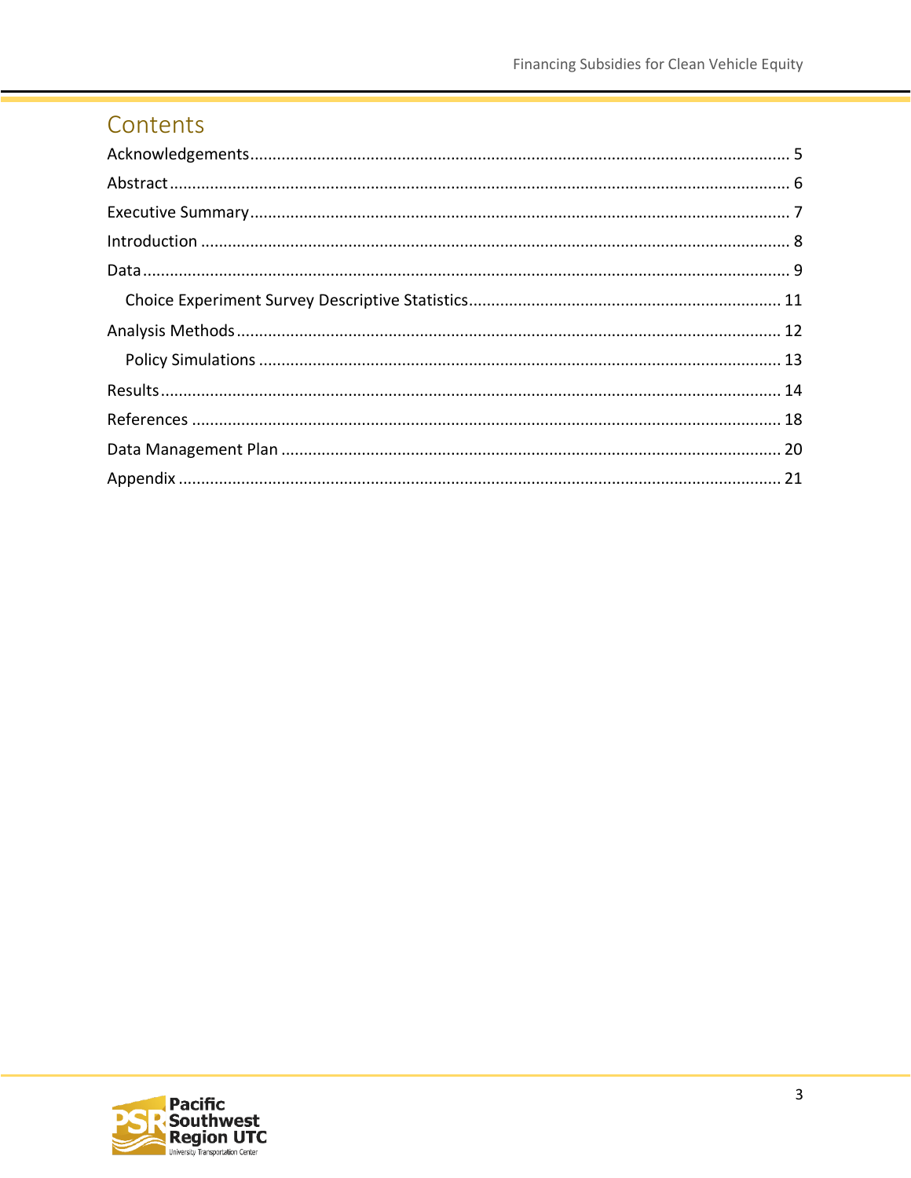# Contents

Acknowledgements ........................................................................................................................ 5
Abstract ........................................................................................................................................ 6
Executive Summary ....................................................................................................................... 7
Introduction .................................................................................................................................. 8
Data .............................................................................................................................................. 9
  Choice Experiment Survey Descriptive Statistics ..................................................................... 11
Analysis Methods ......................................................................................................................... 12
  Policy Simulations .................................................................................................................... 13
Results ......................................................................................................................................... 14
References ................................................................................................................................... 18
Data Management Plan ............................................................................................................... 20
Appendix ..................................................................................................................................... 21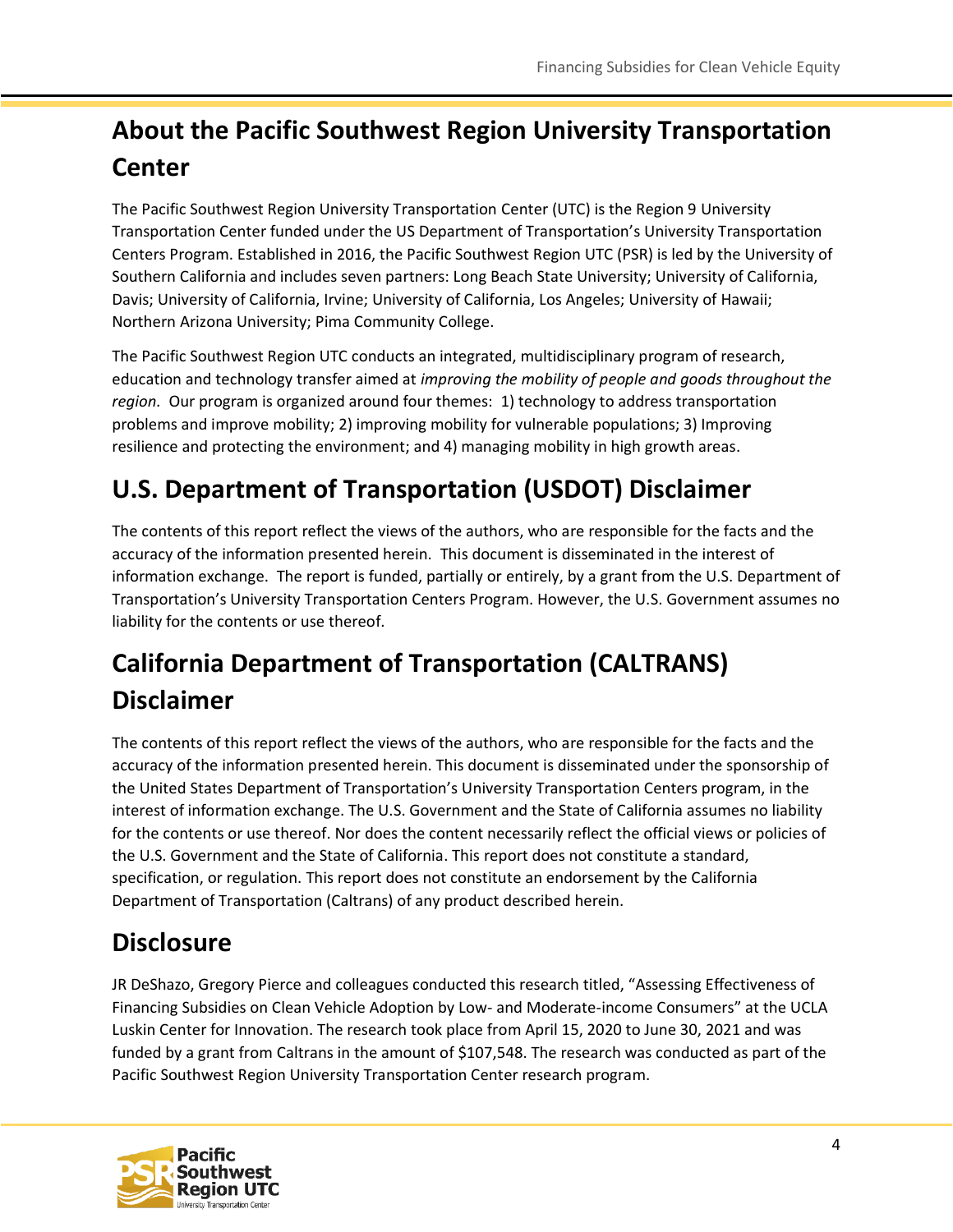## About the Pacific Southwest Region University Transportation Center

The Pacific Southwest Region University Transportation Center (UTC) is the Region 9 University Transportation Center funded under the US Department of Transportation's University Transportation Centers Program. Established in 2016, the Pacific Southwest Region UTC (PSR) is led by the University of Southern California and includes seven partners: Long Beach State University; University of California, Davis; University of California, Irvine; University of California, Los Angeles; University of Hawaii; Northern Arizona University; Pima Community College.

The Pacific Southwest Region UTC conducts an integrated, multidisciplinary program of research, education and technology transfer aimed at *improving the mobility of people and goods throughout the region.* Our program is organized around four themes: 1) technology to address transportation problems and improve mobility; 2) improving mobility for vulnerable populations; 3) Improving resilience and protecting the environment; and 4) managing mobility in high growth areas.

## U.S. Department of Transportation (USDOT) Disclaimer

The contents of this report reflect the views of the authors, who are responsible for the facts and the accuracy of the information presented herein. This document is disseminated in the interest of information exchange. The report is funded, partially or entirely, by a grant from the U.S. Department of Transportation's University Transportation Centers Program. However, the U.S. Government assumes no liability for the contents or use thereof.

## California Department of Transportation (CALTRANS) Disclaimer

The contents of this report reflect the views of the authors, who are responsible for the facts and the accuracy of the information presented herein. This document is disseminated under the sponsorship of the United States Department of Transportation's University Transportation Centers program, in the interest of information exchange. The U.S. Government and the State of California assumes no liability for the contents or use thereof. Nor does the content necessarily reflect the official views or policies of the U.S. Government and the State of California. This report does not constitute a standard, specification, or regulation. This report does not constitute an endorsement by the California Department of Transportation (Caltrans) of any product described herein.

## Disclosure

JR DeShazo, Gregory Pierce and colleagues conducted this research titled, "Assessing Effectiveness of Financing Subsidies on Clean Vehicle Adoption by Low- and Moderate-income Consumers" at the UCLA Luskin Center for Innovation. The research took place from April 15, 2020 to June 30, 2021 and was funded by a grant from Caltrans in the amount of $107,548. The research was conducted as part of the Pacific Southwest Region University Transportation Center research program.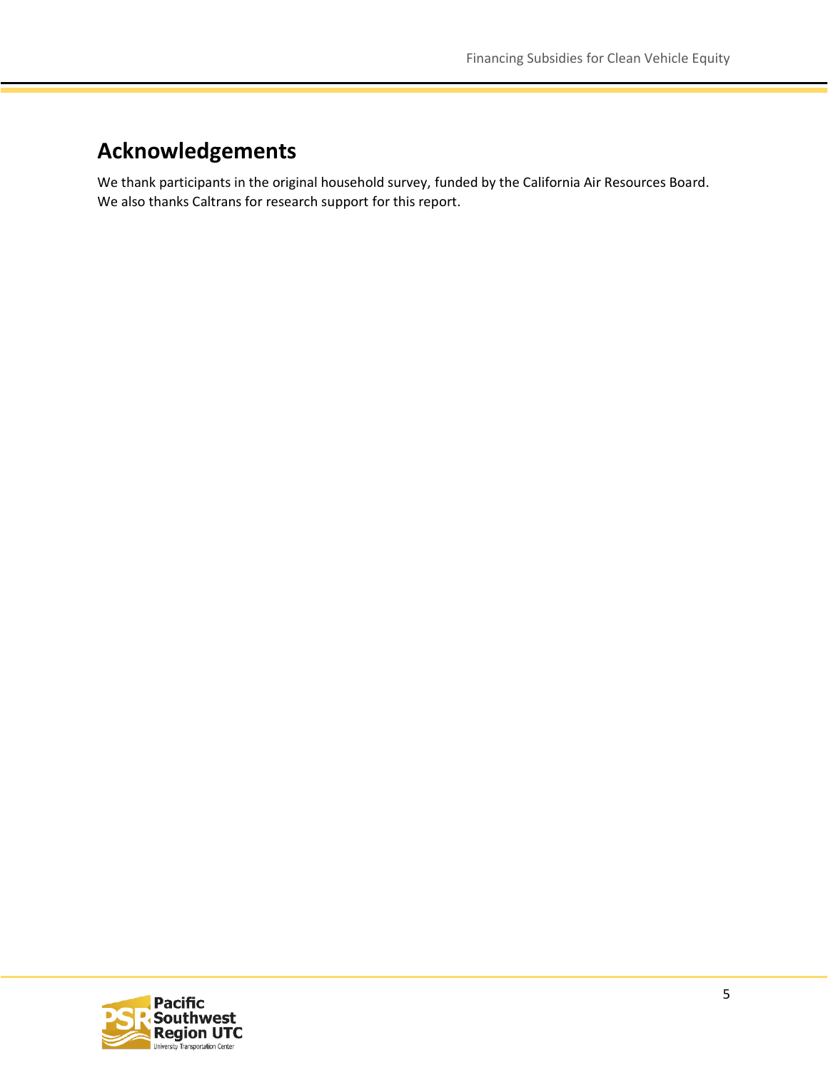# Acknowledgements

We thank participants in the original household survey, funded by the California Air Resources Board. We also thanks Caltrans for research support for this report.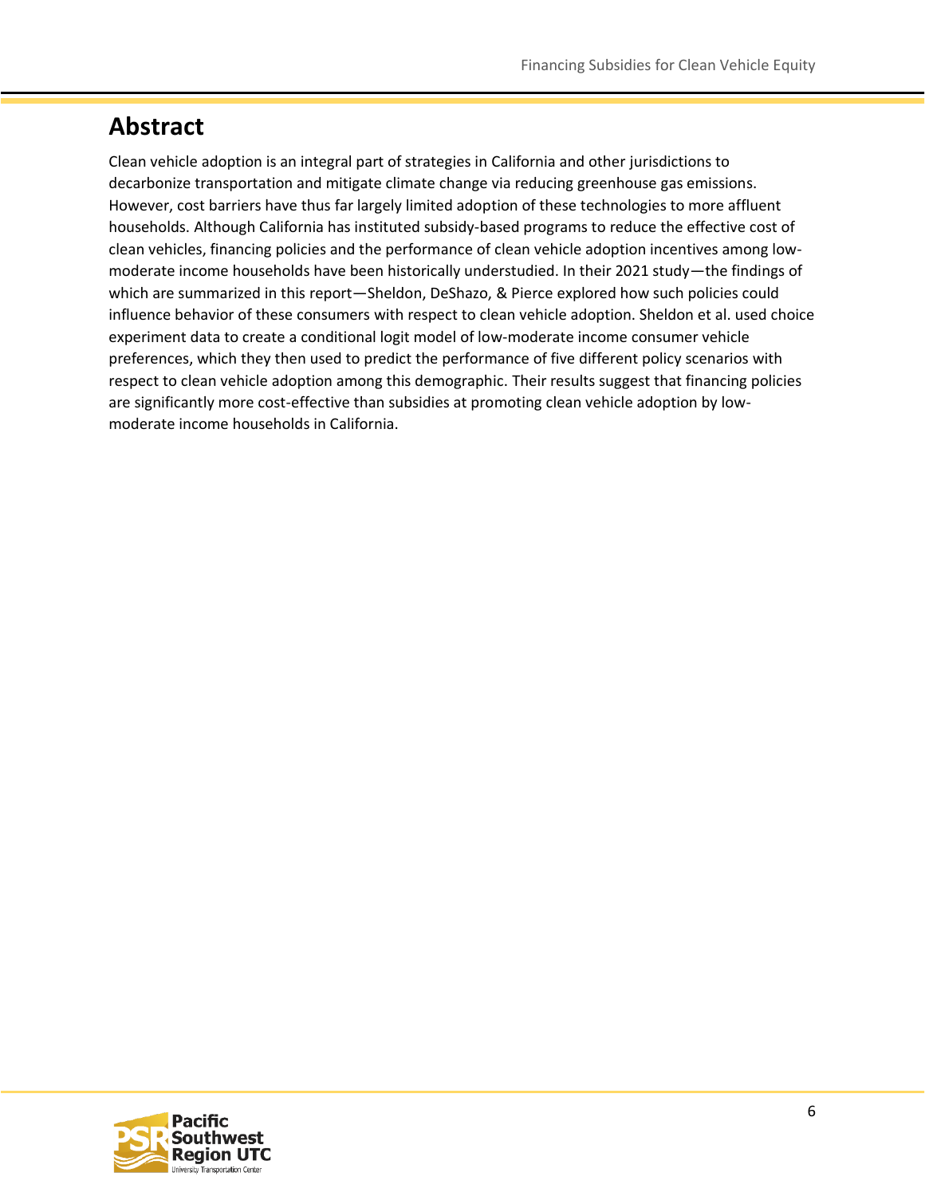## Abstract

Clean vehicle adoption is an integral part of strategies in California and other jurisdictions to decarbonize transportation and mitigate climate change via reducing greenhouse gas emissions. However, cost barriers have thus far largely limited adoption of these technologies to more affluent households. Although California has instituted subsidy-based programs to reduce the effective cost of clean vehicles, financing policies and the performance of clean vehicle adoption incentives among low-moderate income households have been historically understudied. In their 2021 study—the findings of which are summarized in this report—Sheldon, DeShazo, & Pierce explored how such policies could influence behavior of these consumers with respect to clean vehicle adoption. Sheldon et al. used choice experiment data to create a conditional logit model of low-moderate income consumer vehicle preferences, which they then used to predict the performance of five different policy scenarios with respect to clean vehicle adoption among this demographic. Their results suggest that financing policies are significantly more cost-effective than subsidies at promoting clean vehicle adoption by low-moderate income households in California.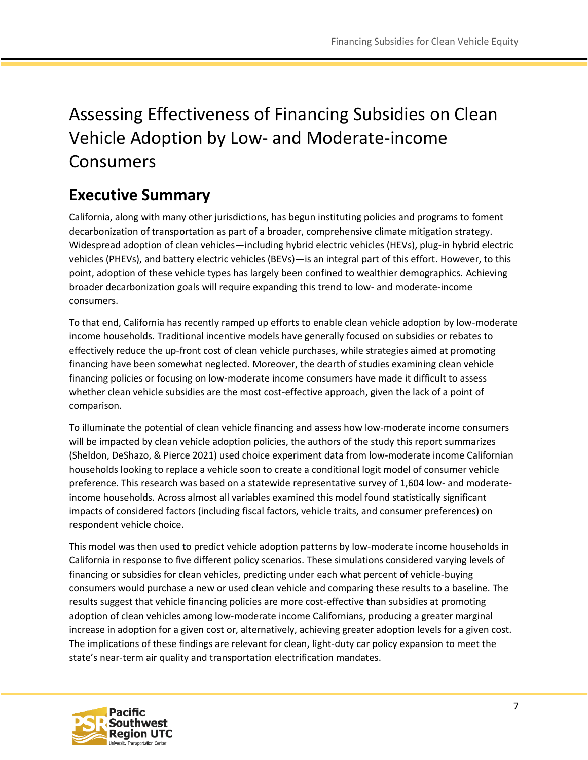# Assessing Effectiveness of Financing Subsidies on Clean Vehicle Adoption by Low- and Moderate-income Consumers

## Executive Summary

California, along with many other jurisdictions, has begun instituting policies and programs to foment decarbonization of transportation as part of a broader, comprehensive climate mitigation strategy. Widespread adoption of clean vehicles—including hybrid electric vehicles (HEVs), plug-in hybrid electric vehicles (PHEVs), and battery electric vehicles (BEVs)—is an integral part of this effort. However, to this point, adoption of these vehicle types has largely been confined to wealthier demographics. Achieving broader decarbonization goals will require expanding this trend to low- and moderate-income consumers.

To that end, California has recently ramped up efforts to enable clean vehicle adoption by low-moderate income households. Traditional incentive models have generally focused on subsidies or rebates to effectively reduce the up-front cost of clean vehicle purchases, while strategies aimed at promoting financing have been somewhat neglected. Moreover, the dearth of studies examining clean vehicle financing policies or focusing on low-moderate income consumers have made it difficult to assess whether clean vehicle subsidies are the most cost-effective approach, given the lack of a point of comparison.

To illuminate the potential of clean vehicle financing and assess how low-moderate income consumers will be impacted by clean vehicle adoption policies, the authors of the study this report summarizes (Sheldon, DeShazo, & Pierce 2021) used choice experiment data from low-moderate income Californian households looking to replace a vehicle soon to create a conditional logit model of consumer vehicle preference. This research was based on a statewide representative survey of 1,604 low- and moderate-income households. Across almost all variables examined this model found statistically significant impacts of considered factors (including fiscal factors, vehicle traits, and consumer preferences) on respondent vehicle choice.

This model was then used to predict vehicle adoption patterns by low-moderate income households in California in response to five different policy scenarios. These simulations considered varying levels of financing or subsidies for clean vehicles, predicting under each what percent of vehicle-buying consumers would purchase a new or used clean vehicle and comparing these results to a baseline. The results suggest that vehicle financing policies are more cost-effective than subsidies at promoting adoption of clean vehicles among low-moderate income Californians, producing a greater marginal increase in adoption for a given cost or, alternatively, achieving greater adoption levels for a given cost. The implications of these findings are relevant for clean, light-duty car policy expansion to meet the state's near-term air quality and transportation electrification mandates.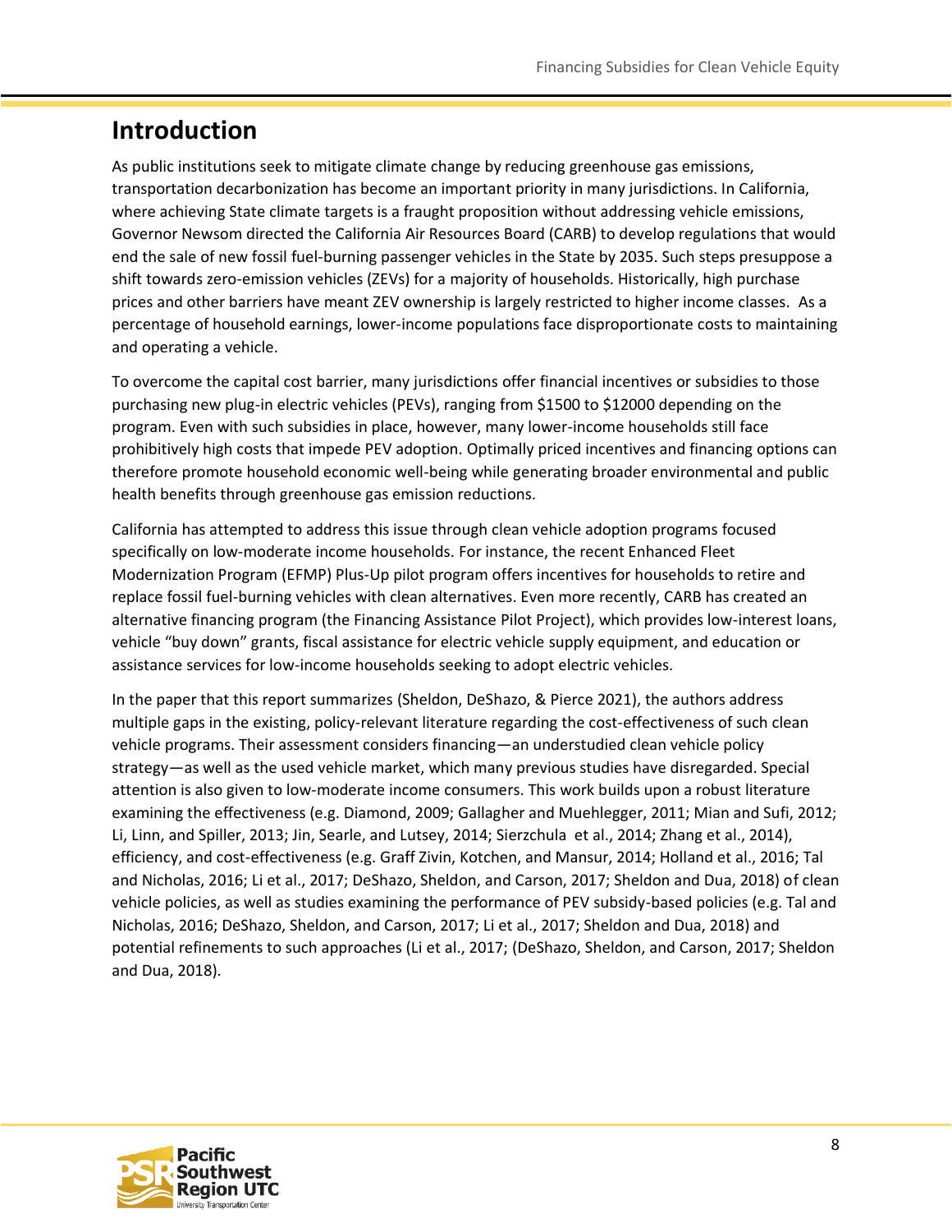## Introduction

As public institutions seek to mitigate climate change by reducing greenhouse gas emissions, transportation decarbonization has become an important priority in many jurisdictions. In California, where achieving State climate targets is a fraught proposition without addressing vehicle emissions, Governor Newsom directed the California Air Resources Board (CARB) to develop regulations that would end the sale of new fossil fuel-burning passenger vehicles in the State by 2035. Such steps presuppose a shift towards zero-emission vehicles (ZEVs) for a majority of households. Historically, high purchase prices and other barriers have meant ZEV ownership is largely restricted to higher income classes. As a percentage of household earnings, lower-income populations face disproportionate costs to maintaining and operating a vehicle.

To overcome the capital cost barrier, many jurisdictions offer financial incentives or subsidies to those purchasing new plug-in electric vehicles (PEVs), ranging from $1500 to $12000 depending on the program. Even with such subsidies in place, however, many lower-income households still face prohibitively high costs that impede PEV adoption. Optimally priced incentives and financing options can therefore promote household economic well-being while generating broader environmental and public health benefits through greenhouse gas emission reductions.

California has attempted to address this issue through clean vehicle adoption programs focused specifically on low-moderate income households. For instance, the recent Enhanced Fleet Modernization Program (EFMP) Plus-Up pilot program offers incentives for households to retire and replace fossil fuel-burning vehicles with clean alternatives. Even more recently, CARB has created an alternative financing program (the Financing Assistance Pilot Project), which provides low-interest loans, vehicle "buy down" grants, fiscal assistance for electric vehicle supply equipment, and education or assistance services for low-income households seeking to adopt electric vehicles.

In the paper that this report summarizes (Sheldon, DeShazo, & Pierce 2021), the authors address multiple gaps in the existing, policy-relevant literature regarding the cost-effectiveness of such clean vehicle programs. Their assessment considers financing—an understudied clean vehicle policy strategy—as well as the used vehicle market, which many previous studies have disregarded. Special attention is also given to low-moderate income consumers. This work builds upon a robust literature examining the effectiveness (e.g. Diamond, 2009; Gallagher and Muehlegger, 2011; Mian and Sufi, 2012; Li, Linn, and Spiller, 2013; Jin, Searle, and Lutsey, 2014; Sierzchula et al., 2014; Zhang et al., 2014), efficiency, and cost-effectiveness (e.g. Graff Zivin, Kotchen, and Mansur, 2014; Holland et al., 2016; Tal and Nicholas, 2016; Li et al., 2017; DeShazo, Sheldon, and Carson, 2017; Sheldon and Dua, 2018) of clean vehicle policies, as well as studies examining the performance of PEV subsidy-based policies (e.g. Tal and Nicholas, 2016; DeShazo, Sheldon, and Carson, 2017; Li et al., 2017; Sheldon and Dua, 2018) and potential refinements to such approaches (Li et al., 2017; (DeShazo, Sheldon, and Carson, 2017; Sheldon and Dua, 2018).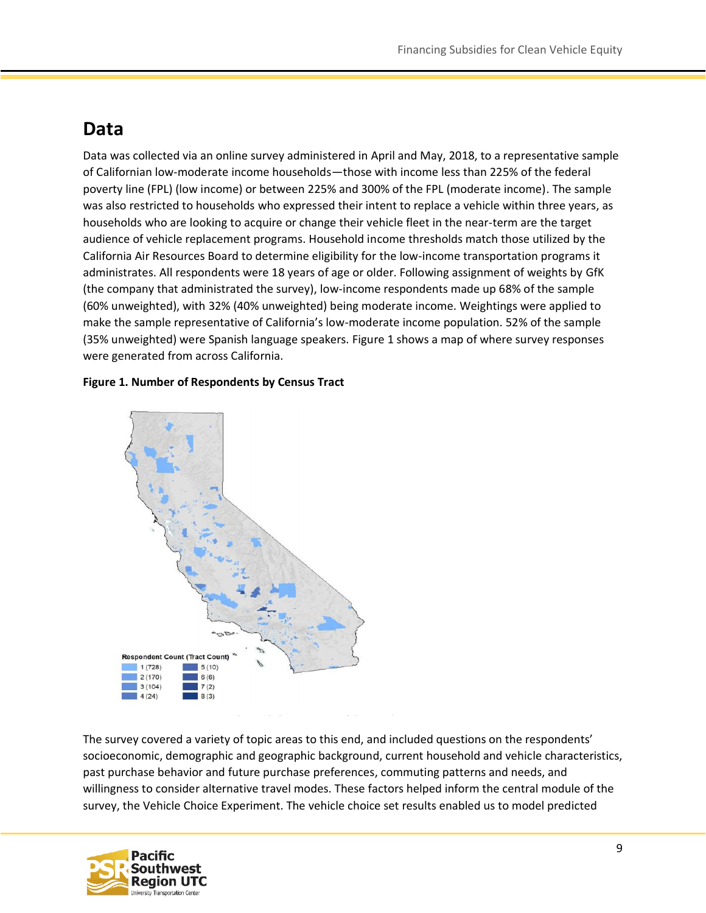## Data

Data was collected via an online survey administered in April and May, 2018, to a representative sample of Californian low-moderate income households—those with income less than 225% of the federal poverty line (FPL) (low income) or between 225% and 300% of the FPL (moderate income). The sample was also restricted to households who expressed their intent to replace a vehicle within three years, as households who are looking to acquire or change their vehicle fleet in the near-term are the target audience of vehicle replacement programs. Household income thresholds match those utilized by the California Air Resources Board to determine eligibility for the low-income transportation programs it administrates. All respondents were 18 years of age or older. Following assignment of weights by GfK (the company that administrated the survey), low-income respondents made up 68% of the sample (60% unweighted), with 32% (40% unweighted) being moderate income. Weightings were applied to make the sample representative of California's low-moderate income population. 52% of the sample (35% unweighted) were Spanish language speakers. Figure 1 shows a map of where survey responses were generated from across California.

**Figure 1. Number of Respondents by Census Tract**

Respondent Count (Tract Count)

| | |
|---|---|
| 1 (728) | 5 (10) |
| 2 (170) | 6 (6) |
| 3 (104) | 7 (2) |
| 4 (24) | 8 (3) |

The survey covered a variety of topic areas to this end, and included questions on the respondents' socioeconomic, demographic and geographic background, current household and vehicle characteristics, past purchase behavior and future purchase preferences, commuting patterns and needs, and willingness to consider alternative travel modes. These factors helped inform the central module of the survey, the Vehicle Choice Experiment. The vehicle choice set results enabled us to model predicted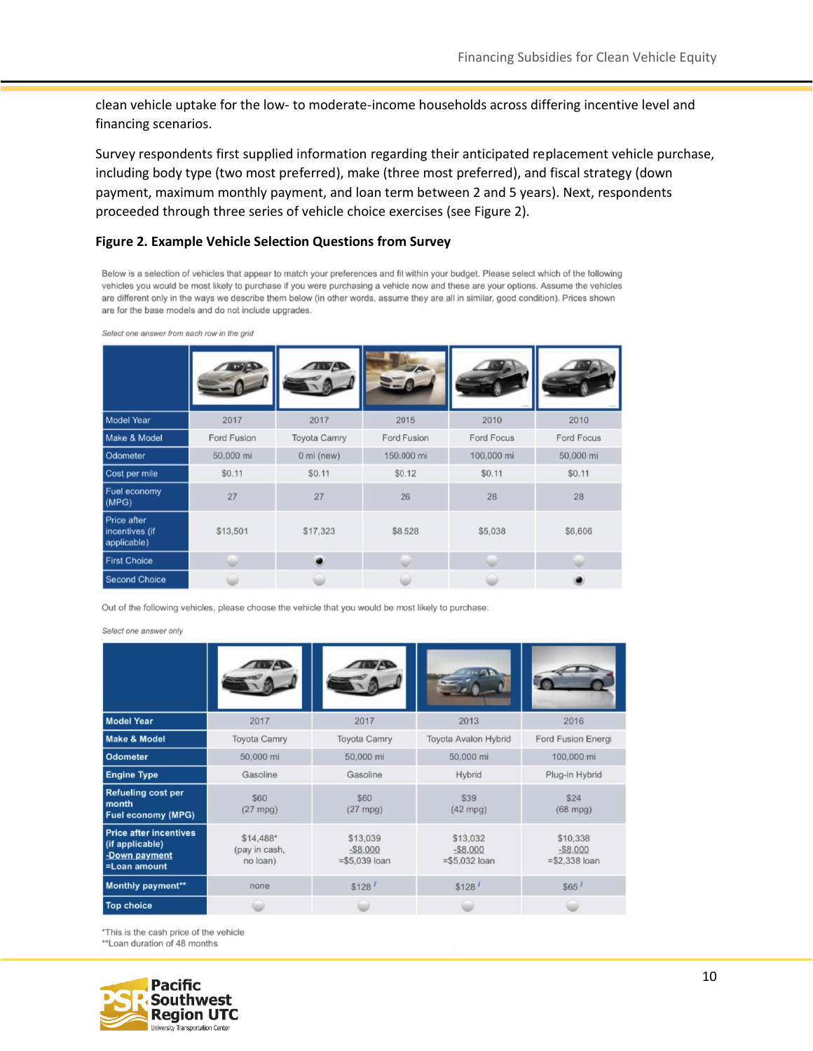clean vehicle uptake for the low- to moderate-income households across differing incentive level and financing scenarios.

Survey respondents first supplied information regarding their anticipated replacement vehicle purchase, including body type (two most preferred), make (three most preferred), and fiscal strategy (down payment, maximum monthly payment, and loan term between 2 and 5 years). Next, respondents proceeded through three series of vehicle choice exercises (see Figure 2).

**Figure 2. Example Vehicle Selection Questions from Survey**

Below is a selection of vehicles that appear to match your preferences and fit within your budget. Please select which of the following vehicles you would be most likely to purchase if you were purchasing a vehicle now and these are your options. Assume the vehicles are different only in the ways we describe them below (in other words, assume they are all in similar, good condition). Prices shown are for the base models and do not include upgrades.

*Select one answer from each row in the grid*

| | | | | | |
|---|---|---|---|---|---|
| Model Year | 2017 | 2017 | 2015 | 2010 | 2010 |
| Make & Model | Ford Fusion | Toyota Camry | Ford Fusion | Ford Focus | Ford Focus |
| Odometer | 50,000 mi | 0 mi (new) | 150,000 mi | 100,000 mi | 50,000 mi |
| Cost per mile | $0.11 | $0.11 | $0.12 | $0.11 | $0.11 |
| Fuel economy (MPG) | 27 | 27 | 26 | 28 | 28 |
| Price after incentives (if applicable) | $13,501 | $17,323 | $8,528 | $5,038 | $6,606 |
| First Choice | ○ | ● | ○ | ○ | ○ |
| Second Choice | ○ | ○ | ○ | ○ | ● |

Out of the following vehicles, please choose the vehicle that you would be most likely to purchase.

*Select one answer only*

| | | | | |
|---|---|---|---|---|
| **Model Year** | 2017 | 2017 | 2013 | 2016 |
| **Make & Model** | Toyota Camry | Toyota Camry | Toyota Avalon Hybrid | Ford Fusion Energi |
| **Odometer** | 50,000 mi | 50,000 mi | 50,000 mi | 100,000 mi |
| **Engine Type** | Gasoline | Gasoline | Hybrid | Plug-in Hybrid |
| **Refueling cost per month Fuel economy (MPG)** | $60 (27 mpg) | $60 (27 mpg) | $39 (42 mpg) | $24 (68 mpg) |
| **Price after incentives (if applicable) -Down payment =Loan amount** | $14,488* (pay in cash, no loan) | $13,039 -$8,000 =$5,039 loan | $13,032 -$8,000 =$5,032 loan | $10,338 -$8,000 =$2,338 loan |
| **Monthly payment**** | none | $128 | $128 | $65 |
| **Top choice** | ○ | ○ | ○ | ○ |

*This is the cash price of the vehicle
**Loan duration of 48 months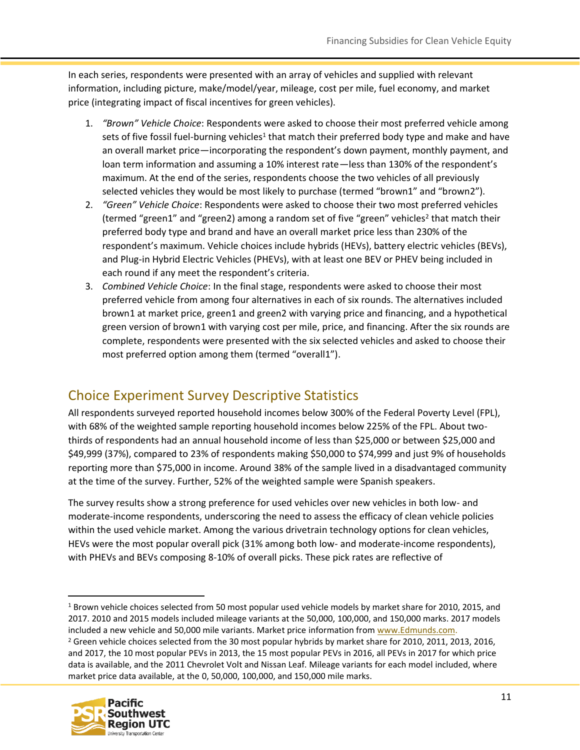In each series, respondents were presented with an array of vehicles and supplied with relevant information, including picture, make/model/year, mileage, cost per mile, fuel economy, and market price (integrating impact of fiscal incentives for green vehicles).

1. *"Brown" Vehicle Choice*: Respondents were asked to choose their most preferred vehicle among sets of five fossil fuel-burning vehicles[1] that match their preferred body type and make and have an overall market price—incorporating the respondent's down payment, monthly payment, and loan term information and assuming a 10% interest rate—less than 130% of the respondent's maximum. At the end of the series, respondents choose the two vehicles of all previously selected vehicles they would be most likely to purchase (termed "brown1" and "brown2").
2. *"Green" Vehicle Choice*: Respondents were asked to choose their two most preferred vehicles (termed "green1" and "green2) among a random set of five "green" vehicles[2] that match their preferred body type and brand and have an overall market price less than 230% of the respondent's maximum. Vehicle choices include hybrids (HEVs), battery electric vehicles (BEVs), and Plug-in Hybrid Electric Vehicles (PHEVs), with at least one BEV or PHEV being included in each round if any meet the respondent's criteria.
3. *Combined Vehicle Choice*: In the final stage, respondents were asked to choose their most preferred vehicle from among four alternatives in each of six rounds. The alternatives included brown1 at market price, green1 and green2 with varying price and financing, and a hypothetical green version of brown1 with varying cost per mile, price, and financing. After the six rounds are complete, respondents were presented with the six selected vehicles and asked to choose their most preferred option among them (termed "overall1").

## Choice Experiment Survey Descriptive Statistics

All respondents surveyed reported household incomes below 300% of the Federal Poverty Level (FPL), with 68% of the weighted sample reporting household incomes below 225% of the FPL. About two-thirds of respondents had an annual household income of less than $25,000 or between $25,000 and $49,999 (37%), compared to 23% of respondents making $50,000 to $74,999 and just 9% of households reporting more than $75,000 in income. Around 38% of the sample lived in a disadvantaged community at the time of the survey. Further, 52% of the weighted sample were Spanish speakers.

The survey results show a strong preference for used vehicles over new vehicles in both low- and moderate-income respondents, underscoring the need to assess the efficacy of clean vehicle policies within the used vehicle market. Among the various drivetrain technology options for clean vehicles, HEVs were the most popular overall pick (31% among both low- and moderate-income respondents), with PHEVs and BEVs composing 8-10% of overall picks. These pick rates are reflective of

---

[1] Brown vehicle choices selected from 50 most popular used vehicle models by market share for 2010, 2015, and 2017. 2010 and 2015 models included mileage variants at the 50,000, 100,000, and 150,000 marks. 2017 models included a new vehicle and 50,000 mile variants. Market price information from www.Edmunds.com.

[2] Green vehicle choices selected from the 30 most popular hybrids by market share for 2010, 2011, 2013, 2016, and 2017, the 10 most popular PEVs in 2013, the 15 most popular PEVs in 2016, all PEVs in 2017 for which price data is available, and the 2011 Chevrolet Volt and Nissan Leaf. Mileage variants for each model included, where market price data available, at the 0, 50,000, 100,000, and 150,000 mile marks.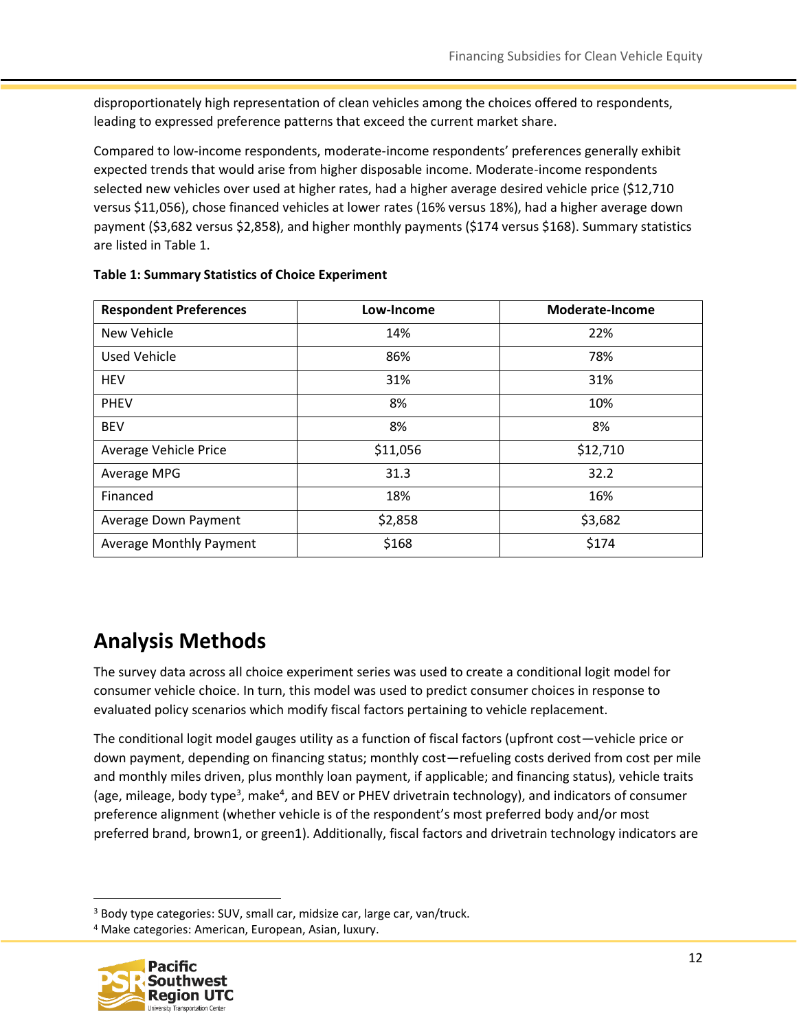disproportionately high representation of clean vehicles among the choices offered to respondents, leading to expressed preference patterns that exceed the current market share.

Compared to low-income respondents, moderate-income respondents' preferences generally exhibit expected trends that would arise from higher disposable income. Moderate-income respondents selected new vehicles over used at higher rates, had a higher average desired vehicle price ($12,710 versus $11,056), chose financed vehicles at lower rates (16% versus 18%), had a higher average down payment ($3,682 versus $2,858), and higher monthly payments ($174 versus $168). Summary statistics are listed in Table 1.

**Table 1: Summary Statistics of Choice Experiment**

| Respondent Preferences | Low-Income | Moderate-Income |
|---|---|---|
| New Vehicle | 14% | 22% |
| Used Vehicle | 86% | 78% |
| HEV | 31% | 31% |
| PHEV | 8% | 10% |
| BEV | 8% | 8% |
| Average Vehicle Price | $11,056 | $12,710 |
| Average MPG | 31.3 | 32.2 |
| Financed | 18% | 16% |
| Average Down Payment | $2,858 | $3,682 |
| Average Monthly Payment | $168 | $174 |

# Analysis Methods

The survey data across all choice experiment series was used to create a conditional logit model for consumer vehicle choice. In turn, this model was used to predict consumer choices in response to evaluated policy scenarios which modify fiscal factors pertaining to vehicle replacement.

The conditional logit model gauges utility as a function of fiscal factors (upfront cost—vehicle price or down payment, depending on financing status; monthly cost—refueling costs derived from cost per mile and monthly miles driven, plus monthly loan payment, if applicable; and financing status), vehicle traits (age, mileage, body type[3], make[4], and BEV or PHEV drivetrain technology), and indicators of consumer preference alignment (whether vehicle is of the respondent's most preferred body and/or most preferred brand, brown1, or green1). Additionally, fiscal factors and drivetrain technology indicators are

[3] Body type categories: SUV, small car, midsize car, large car, van/truck.

[4] Make categories: American, European, Asian, luxury.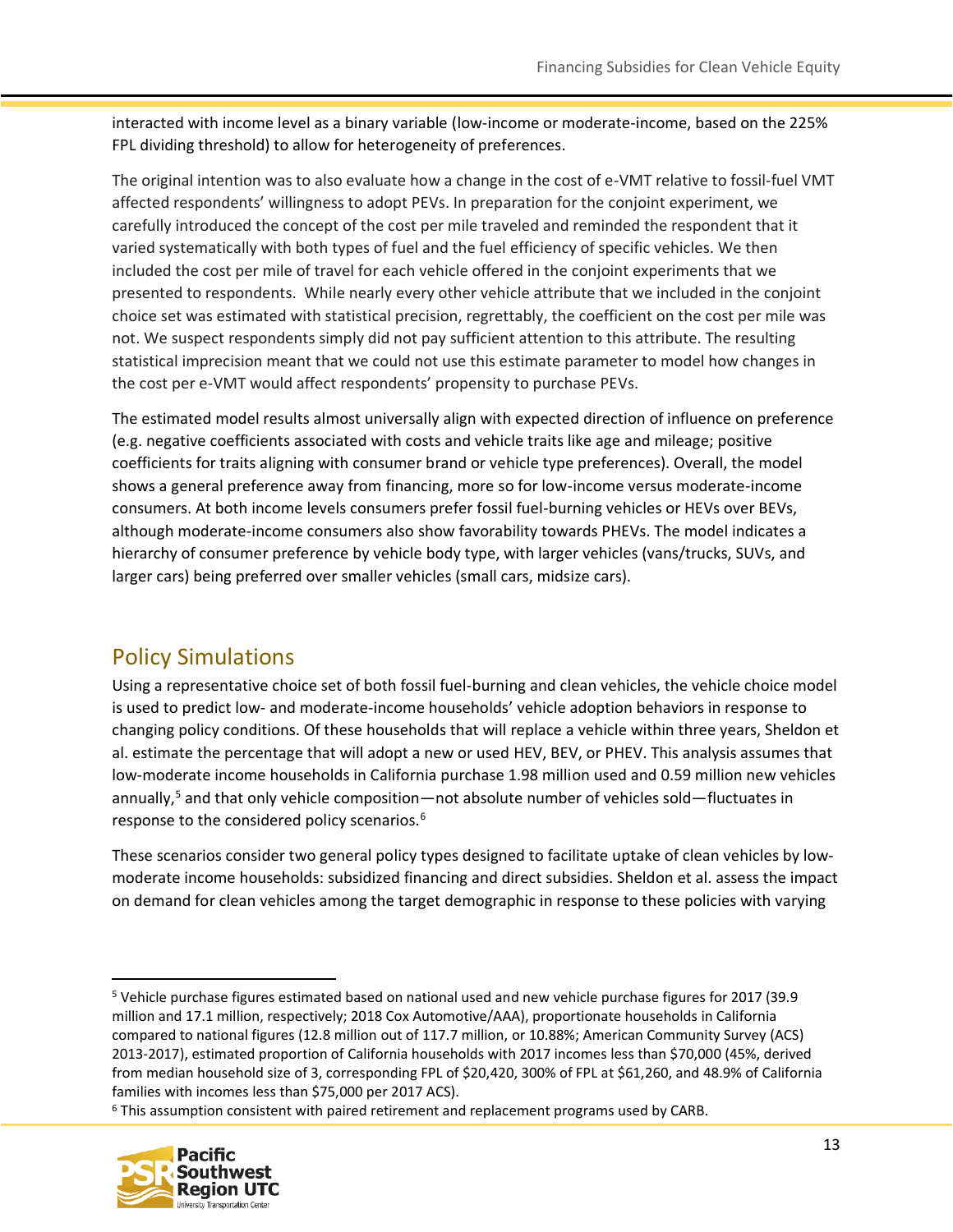interacted with income level as a binary variable (low-income or moderate-income, based on the 225% FPL dividing threshold) to allow for heterogeneity of preferences.

The original intention was to also evaluate how a change in the cost of e-VMT relative to fossil-fuel VMT affected respondents' willingness to adopt PEVs. In preparation for the conjoint experiment, we carefully introduced the concept of the cost per mile traveled and reminded the respondent that it varied systematically with both types of fuel and the fuel efficiency of specific vehicles. We then included the cost per mile of travel for each vehicle offered in the conjoint experiments that we presented to respondents. While nearly every other vehicle attribute that we included in the conjoint choice set was estimated with statistical precision, regrettably, the coefficient on the cost per mile was not. We suspect respondents simply did not pay sufficient attention to this attribute. The resulting statistical imprecision meant that we could not use this estimate parameter to model how changes in the cost per e-VMT would affect respondents' propensity to purchase PEVs.

The estimated model results almost universally align with expected direction of influence on preference (e.g. negative coefficients associated with costs and vehicle traits like age and mileage; positive coefficients for traits aligning with consumer brand or vehicle type preferences). Overall, the model shows a general preference away from financing, more so for low-income versus moderate-income consumers. At both income levels consumers prefer fossil fuel-burning vehicles or HEVs over BEVs, although moderate-income consumers also show favorability towards PHEVs. The model indicates a hierarchy of consumer preference by vehicle body type, with larger vehicles (vans/trucks, SUVs, and larger cars) being preferred over smaller vehicles (small cars, midsize cars).

## Policy Simulations

Using a representative choice set of both fossil fuel-burning and clean vehicles, the vehicle choice model is used to predict low- and moderate-income households' vehicle adoption behaviors in response to changing policy conditions. Of these households that will replace a vehicle within three years, Sheldon et al. estimate the percentage that will adopt a new or used HEV, BEV, or PHEV. This analysis assumes that low-moderate income households in California purchase 1.98 million used and 0.59 million new vehicles annually,[5] and that only vehicle composition—not absolute number of vehicles sold—fluctuates in response to the considered policy scenarios.[6]

These scenarios consider two general policy types designed to facilitate uptake of clean vehicles by low-moderate income households: subsidized financing and direct subsidies. Sheldon et al. assess the impact on demand for clean vehicles among the target demographic in response to these policies with varying

---

[5] Vehicle purchase figures estimated based on national used and new vehicle purchase figures for 2017 (39.9 million and 17.1 million, respectively; 2018 Cox Automotive/AAA), proportionate households in California compared to national figures (12.8 million out of 117.7 million, or 10.88%; American Community Survey (ACS) 2013-2017), estimated proportion of California households with 2017 incomes less than $70,000 (45%, derived from median household size of 3, corresponding FPL of $20,420, 300% of FPL at $61,260, and 48.9% of California families with incomes less than $75,000 per 2017 ACS).

[6] This assumption consistent with paired retirement and replacement programs used by CARB.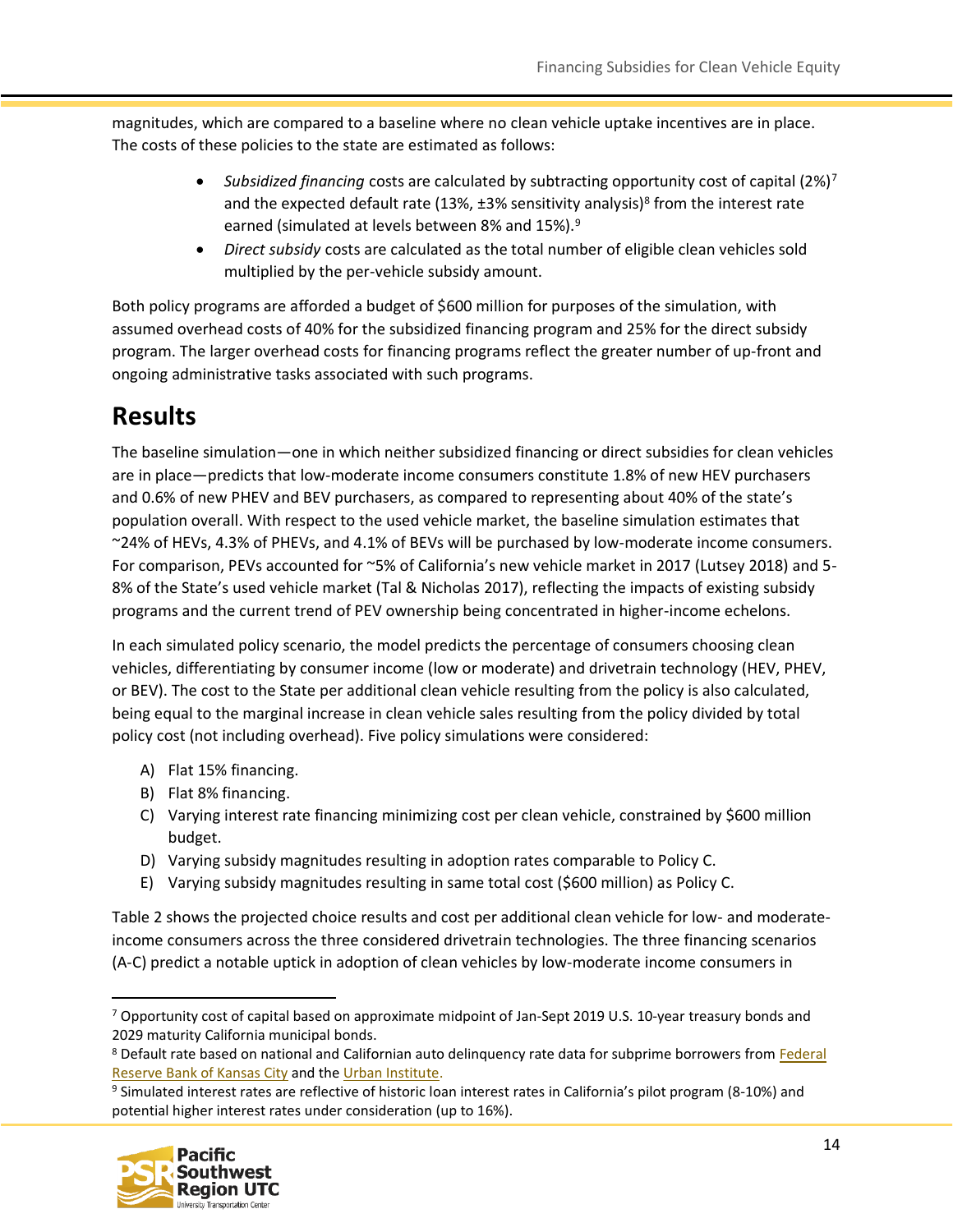magnitudes, which are compared to a baseline where no clean vehicle uptake incentives are in place. The costs of these policies to the state are estimated as follows:

- *Subsidized financing* costs are calculated by subtracting opportunity cost of capital (2%)[7] and the expected default rate (13%, ±3% sensitivity analysis)[8] from the interest rate earned (simulated at levels between 8% and 15%).[9]
- *Direct subsidy* costs are calculated as the total number of eligible clean vehicles sold multiplied by the per-vehicle subsidy amount.

Both policy programs are afforded a budget of $600 million for purposes of the simulation, with assumed overhead costs of 40% for the subsidized financing program and 25% for the direct subsidy program. The larger overhead costs for financing programs reflect the greater number of up-front and ongoing administrative tasks associated with such programs.

# Results

The baseline simulation—one in which neither subsidized financing or direct subsidies for clean vehicles are in place—predicts that low-moderate income consumers constitute 1.8% of new HEV purchasers and 0.6% of new PHEV and BEV purchasers, as compared to representing about 40% of the state's population overall. With respect to the used vehicle market, the baseline simulation estimates that ~24% of HEVs, 4.3% of PHEVs, and 4.1% of BEVs will be purchased by low-moderate income consumers. For comparison, PEVs accounted for ~5% of California's new vehicle market in 2017 (Lutsey 2018) and 5-8% of the State's used vehicle market (Tal & Nicholas 2017), reflecting the impacts of existing subsidy programs and the current trend of PEV ownership being concentrated in higher-income echelons.

In each simulated policy scenario, the model predicts the percentage of consumers choosing clean vehicles, differentiating by consumer income (low or moderate) and drivetrain technology (HEV, PHEV, or BEV). The cost to the State per additional clean vehicle resulting from the policy is also calculated, being equal to the marginal increase in clean vehicle sales resulting from the policy divided by total policy cost (not including overhead). Five policy simulations were considered:

A) Flat 15% financing.
B) Flat 8% financing.
C) Varying interest rate financing minimizing cost per clean vehicle, constrained by $600 million budget.
D) Varying subsidy magnitudes resulting in adoption rates comparable to Policy C.
E) Varying subsidy magnitudes resulting in same total cost ($600 million) as Policy C.

Table 2 shows the projected choice results and cost per additional clean vehicle for low- and moderate-income consumers across the three considered drivetrain technologies. The three financing scenarios (A-C) predict a notable uptick in adoption of clean vehicles by low-moderate income consumers in

---

[7] Opportunity cost of capital based on approximate midpoint of Jan-Sept 2019 U.S. 10-year treasury bonds and 2029 maturity California municipal bonds.

[8] Default rate based on national and Californian auto delinquency rate data for subprime borrowers from Federal Reserve Bank of Kansas City and the Urban Institute.

[9] Simulated interest rates are reflective of historic loan interest rates in California's pilot program (8-10%) and potential higher interest rates under consideration (up to 16%).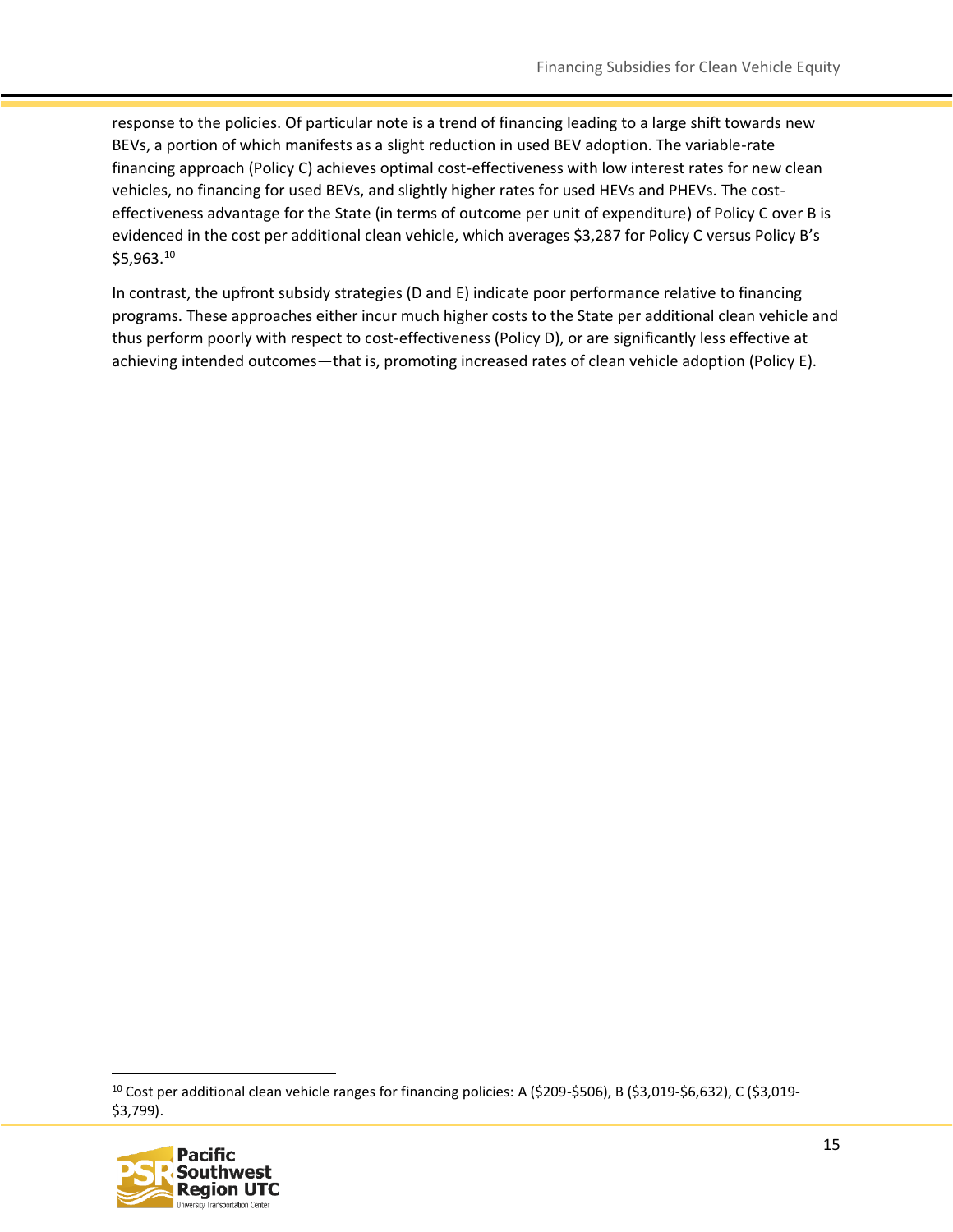response to the policies. Of particular note is a trend of financing leading to a large shift towards new BEVs, a portion of which manifests as a slight reduction in used BEV adoption. The variable-rate financing approach (Policy C) achieves optimal cost-effectiveness with low interest rates for new clean vehicles, no financing for used BEVs, and slightly higher rates for used HEVs and PHEVs. The cost-effectiveness advantage for the State (in terms of outcome per unit of expenditure) of Policy C over B is evidenced in the cost per additional clean vehicle, which averages $3,287 for Policy C versus Policy B's $5,963.[10]

In contrast, the upfront subsidy strategies (D and E) indicate poor performance relative to financing programs. These approaches either incur much higher costs to the State per additional clean vehicle and thus perform poorly with respect to cost-effectiveness (Policy D), or are significantly less effective at achieving intended outcomes—that is, promoting increased rates of clean vehicle adoption (Policy E).

---

[10] Cost per additional clean vehicle ranges for financing policies: A ($209-$506), B ($3,019-$6,632), C ($3,019-$3,799).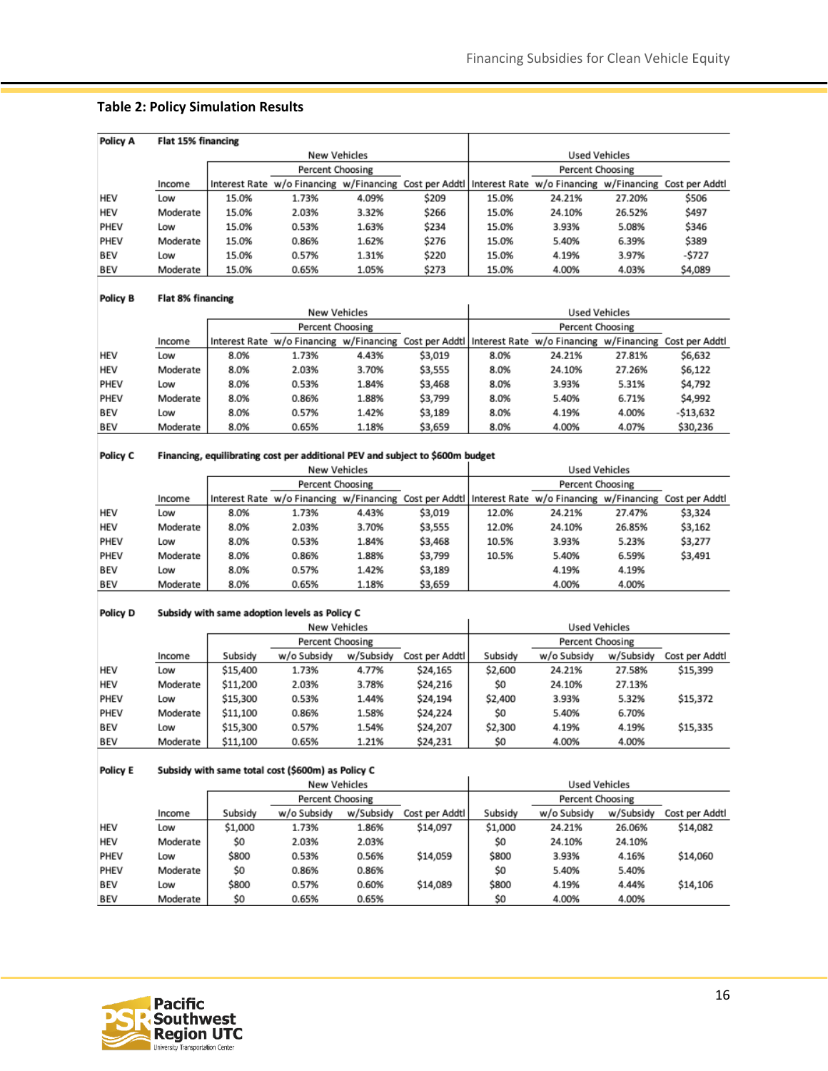**Table 2: Policy Simulation Results**

| Policy A | Flat 15% financing | | | | | | | | |
|---|---|---|---|---|---|---|---|---|---|
| | | New Vehicles | | | | Used Vehicles | | | |
| | | | Percent Choosing | | | | Percent Choosing | | |
| | Income | Interest Rate | w/o Financing | w/Financing | Cost per Addtl | Interest Rate | w/o Financing | w/Financing | Cost per Addtl |
| HEV | Low | 15.0% | 1.73% | 4.09% | $209 | 15.0% | 24.21% | 27.20% | $506 |
| HEV | Moderate | 15.0% | 2.03% | 3.32% | $266 | 15.0% | 24.10% | 26.52% | $497 |
| PHEV | Low | 15.0% | 0.53% | 1.63% | $234 | 15.0% | 3.93% | 5.08% | $346 |
| PHEV | Moderate | 15.0% | 0.86% | 1.62% | $276 | 15.0% | 5.40% | 6.39% | $389 |
| BEV | Low | 15.0% | 0.57% | 1.31% | $220 | 15.0% | 4.19% | 3.97% | -$727 |
| BEV | Moderate | 15.0% | 0.65% | 1.05% | $273 | 15.0% | 4.00% | 4.03% | $4,089 |

| Policy B | Flat 8% financing | | | | | | | | |
|---|---|---|---|---|---|---|---|---|---|
| | | New Vehicles | | | | Used Vehicles | | | |
| | | | Percent Choosing | | | | Percent Choosing | | |
| | Income | Interest Rate | w/o Financing | w/Financing | Cost per Addtl | Interest Rate | w/o Financing | w/Financing | Cost per Addtl |
| HEV | Low | 8.0% | 1.73% | 4.43% | $3,019 | 8.0% | 24.21% | 27.81% | $6,632 |
| HEV | Moderate | 8.0% | 2.03% | 3.70% | $3,555 | 8.0% | 24.10% | 27.26% | $6,122 |
| PHEV | Low | 8.0% | 0.53% | 1.84% | $3,468 | 8.0% | 3.93% | 5.31% | $4,792 |
| PHEV | Moderate | 8.0% | 0.86% | 1.88% | $3,799 | 8.0% | 5.40% | 6.71% | $4,992 |
| BEV | Low | 8.0% | 0.57% | 1.42% | $3,189 | 8.0% | 4.19% | 4.00% | -$13,632 |
| BEV | Moderate | 8.0% | 0.65% | 1.18% | $3,659 | 8.0% | 4.00% | 4.07% | $30,236 |

| Policy C | Financing, equilibrating cost per additional PEV and subject to $600m budget | | | | | | | | |
|---|---|---|---|---|---|---|---|---|---|
| | | New Vehicles | | | | Used Vehicles | | | |
| | | | Percent Choosing | | | | Percent Choosing | | |
| | Income | Interest Rate | w/o Financing | w/Financing | Cost per Addtl | Interest Rate | w/o Financing | w/Financing | Cost per Addtl |
| HEV | Low | 8.0% | 1.73% | 4.43% | $3,019 | 12.0% | 24.21% | 27.47% | $3,324 |
| HEV | Moderate | 8.0% | 2.03% | 3.70% | $3,555 | 12.0% | 24.10% | 26.85% | $3,162 |
| PHEV | Low | 8.0% | 0.53% | 1.84% | $3,468 | 10.5% | 3.93% | 5.23% | $3,277 |
| PHEV | Moderate | 8.0% | 0.86% | 1.88% | $3,799 | 10.5% | 5.40% | 6.59% | $3,491 |
| BEV | Low | 8.0% | 0.57% | 1.42% | $3,189 | | 4.19% | 4.19% | |
| BEV | Moderate | 8.0% | 0.65% | 1.18% | $3,659 | | 4.00% | 4.00% | |

| Policy D | Subsidy with same adoption levels as Policy C | | | | | | | | |
|---|---|---|---|---|---|---|---|---|---|
| | | New Vehicles | | | | Used Vehicles | | | |
| | | | Percent Choosing | | | | Percent Choosing | | |
| | Income | Subsidy | w/o Subsidy | w/Subsidy | Cost per Addtl | Subsidy | w/o Subsidy | w/Subsidy | Cost per Addtl |
| HEV | Low | $15,400 | 1.73% | 4.77% | $24,165 | $2,600 | 24.21% | 27.58% | $15,399 |
| HEV | Moderate | $11,200 | 2.03% | 3.78% | $24,216 | $0 | 24.10% | 27.13% | |
| PHEV | Low | $15,300 | 0.53% | 1.44% | $24,194 | $2,400 | 3.93% | 5.32% | $15,372 |
| PHEV | Moderate | $11,100 | 0.86% | 1.58% | $24,224 | $0 | 5.40% | 6.70% | |
| BEV | Low | $15,300 | 0.57% | 1.54% | $24,207 | $2,300 | 4.19% | 4.19% | $15,335 |
| BEV | Moderate | $11,100 | 0.65% | 1.21% | $24,231 | $0 | 4.00% | 4.00% | |

| Policy E | Subsidy with same total cost ($600m) as Policy C | | | | | | | | |
|---|---|---|---|---|---|---|---|---|---|
| | | New Vehicles | | | | Used Vehicles | | | |
| | | | Percent Choosing | | | | Percent Choosing | | |
| | Income | Subsidy | w/o Subsidy | w/Subsidy | Cost per Addtl | Subsidy | w/o Subsidy | w/Subsidy | Cost per Addtl |
| HEV | Low | $1,000 | 1.73% | 1.86% | $14,097 | $1,000 | 24.21% | 26.06% | $14,082 |
| HEV | Moderate | $0 | 2.03% | 2.03% | | $0 | 24.10% | 24.10% | |
| PHEV | Low | $800 | 0.53% | 0.56% | $14,059 | $800 | 3.93% | 4.16% | $14,060 |
| PHEV | Moderate | $0 | 0.86% | 0.86% | | $0 | 5.40% | 5.40% | |
| BEV | Low | $800 | 0.57% | 0.60% | $14,089 | $800 | 4.19% | 4.44% | $14,106 |
| BEV | Moderate | $0 | 0.65% | 0.65% | | $0 | 4.00% | 4.00% | |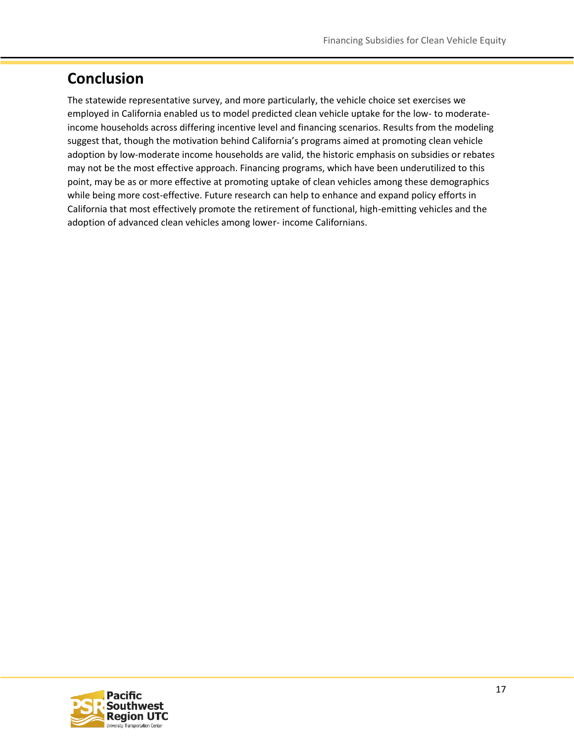## Conclusion

The statewide representative survey, and more particularly, the vehicle choice set exercises we employed in California enabled us to model predicted clean vehicle uptake for the low- to moderate-income households across differing incentive level and financing scenarios. Results from the modeling suggest that, though the motivation behind California's programs aimed at promoting clean vehicle adoption by low-moderate income households are valid, the historic emphasis on subsidies or rebates may not be the most effective approach. Financing programs, which have been underutilized to this point, may be as or more effective at promoting uptake of clean vehicles among these demographics while being more cost-effective. Future research can help to enhance and expand policy efforts in California that most effectively promote the retirement of functional, high-emitting vehicles and the adoption of advanced clean vehicles among lower- income Californians.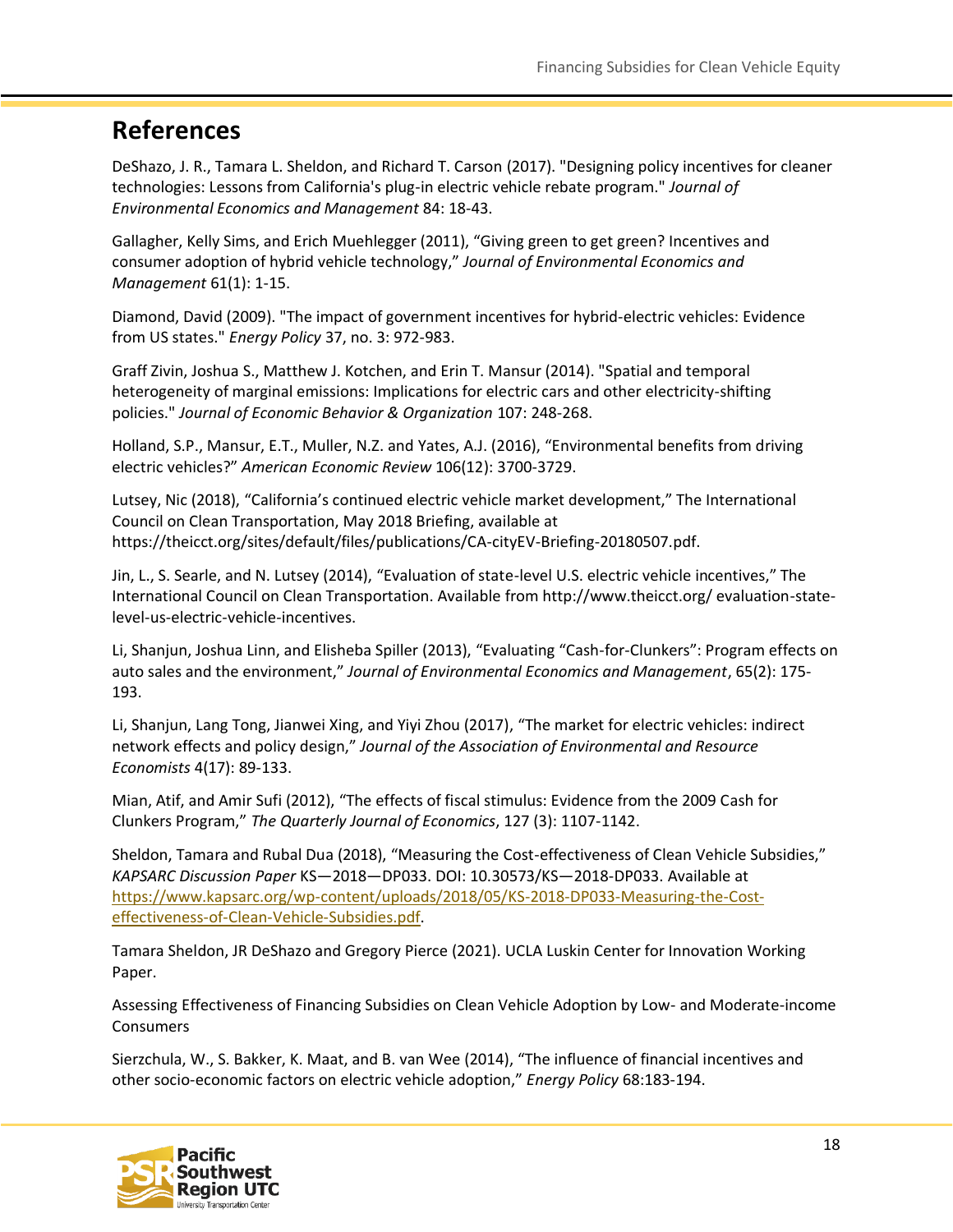## References

DeShazo, J. R., Tamara L. Sheldon, and Richard T. Carson (2017). "Designing policy incentives for cleaner technologies: Lessons from California's plug-in electric vehicle rebate program." *Journal of Environmental Economics and Management* 84: 18-43.

Gallagher, Kelly Sims, and Erich Muehlegger (2011), "Giving green to get green? Incentives and consumer adoption of hybrid vehicle technology," *Journal of Environmental Economics and Management* 61(1): 1-15.

Diamond, David (2009). "The impact of government incentives for hybrid-electric vehicles: Evidence from US states." *Energy Policy* 37, no. 3: 972-983.

Graff Zivin, Joshua S., Matthew J. Kotchen, and Erin T. Mansur (2014). "Spatial and temporal heterogeneity of marginal emissions: Implications for electric cars and other electricity-shifting policies." *Journal of Economic Behavior & Organization* 107: 248-268.

Holland, S.P., Mansur, E.T., Muller, N.Z. and Yates, A.J. (2016), "Environmental benefits from driving electric vehicles?" *American Economic Review* 106(12): 3700-3729.

Lutsey, Nic (2018), "California's continued electric vehicle market development," The International Council on Clean Transportation, May 2018 Briefing, available at https://theicct.org/sites/default/files/publications/CA-cityEV-Briefing-20180507.pdf.

Jin, L., S. Searle, and N. Lutsey (2014), "Evaluation of state-level U.S. electric vehicle incentives," The International Council on Clean Transportation. Available from http://www.theicct.org/ evaluation-state-level-us-electric-vehicle-incentives.

Li, Shanjun, Joshua Linn, and Elisheba Spiller (2013), "Evaluating "Cash-for-Clunkers": Program effects on auto sales and the environment," *Journal of Environmental Economics and Management*, 65(2): 175-193.

Li, Shanjun, Lang Tong, Jianwei Xing, and Yiyi Zhou (2017), "The market for electric vehicles: indirect network effects and policy design," *Journal of the Association of Environmental and Resource Economists* 4(17): 89-133.

Mian, Atif, and Amir Sufi (2012), "The effects of fiscal stimulus: Evidence from the 2009 Cash for Clunkers Program," *The Quarterly Journal of Economics*, 127 (3): 1107-1142.

Sheldon, Tamara and Rubal Dua (2018), "Measuring the Cost-effectiveness of Clean Vehicle Subsidies," *KAPSARC Discussion Paper* KS—2018—DP033. DOI: 10.30573/KS—2018-DP033. Available at https://www.kapsarc.org/wp-content/uploads/2018/05/KS-2018-DP033-Measuring-the-Cost-effectiveness-of-Clean-Vehicle-Subsidies.pdf.

Tamara Sheldon, JR DeShazo and Gregory Pierce (2021). UCLA Luskin Center for Innovation Working Paper.

Assessing Effectiveness of Financing Subsidies on Clean Vehicle Adoption by Low- and Moderate-income Consumers

Sierzchula, W., S. Bakker, K. Maat, and B. van Wee (2014), "The influence of financial incentives and other socio-economic factors on electric vehicle adoption," *Energy Policy* 68:183-194.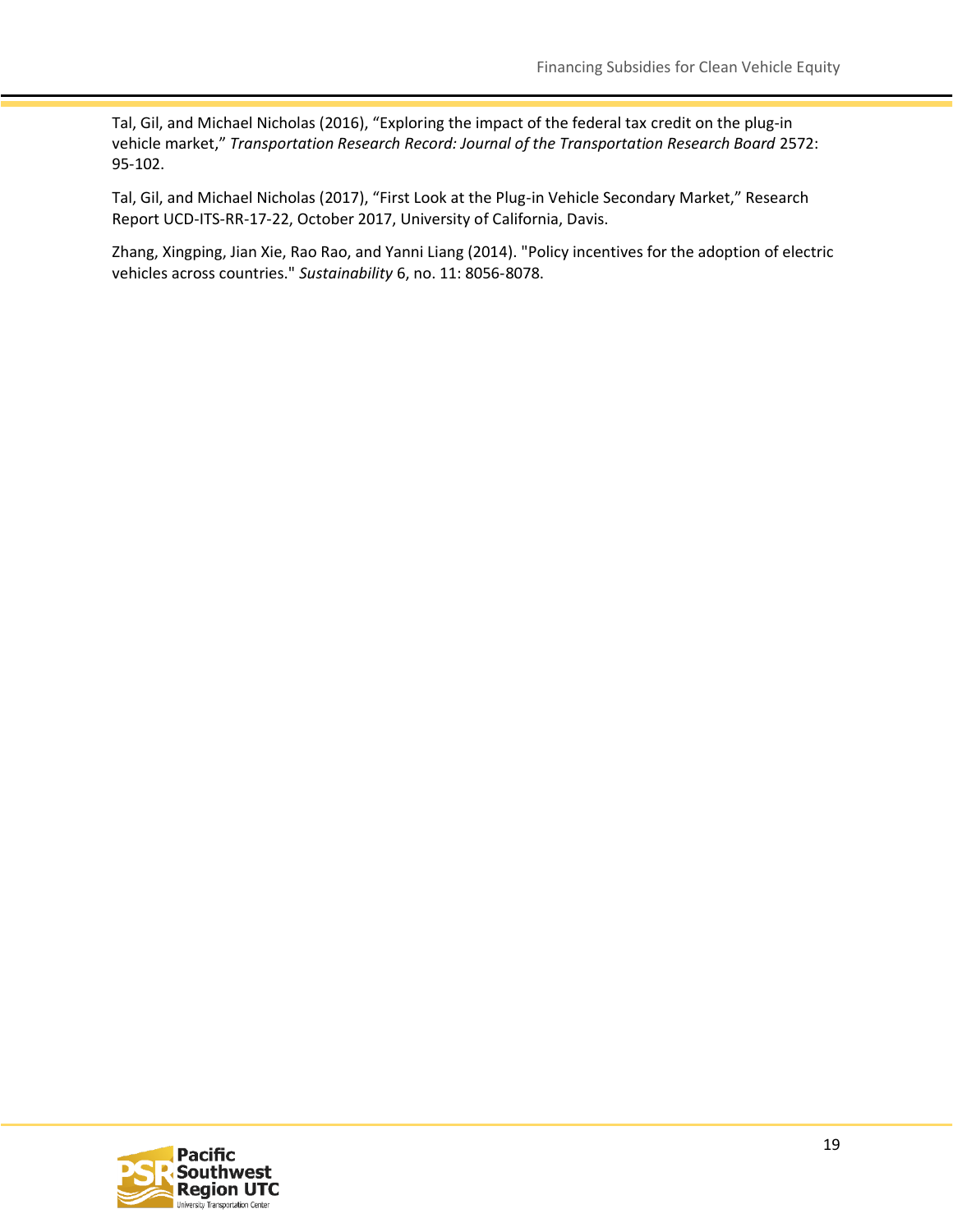Tal, Gil, and Michael Nicholas (2016), "Exploring the impact of the federal tax credit on the plug-in vehicle market," *Transportation Research Record: Journal of the Transportation Research Board* 2572: 95-102.

Tal, Gil, and Michael Nicholas (2017), "First Look at the Plug-in Vehicle Secondary Market," Research Report UCD-ITS-RR-17-22, October 2017, University of California, Davis.

Zhang, Xingping, Jian Xie, Rao Rao, and Yanni Liang (2014). "Policy incentives for the adoption of electric vehicles across countries." *Sustainability* 6, no. 11: 8056-8078.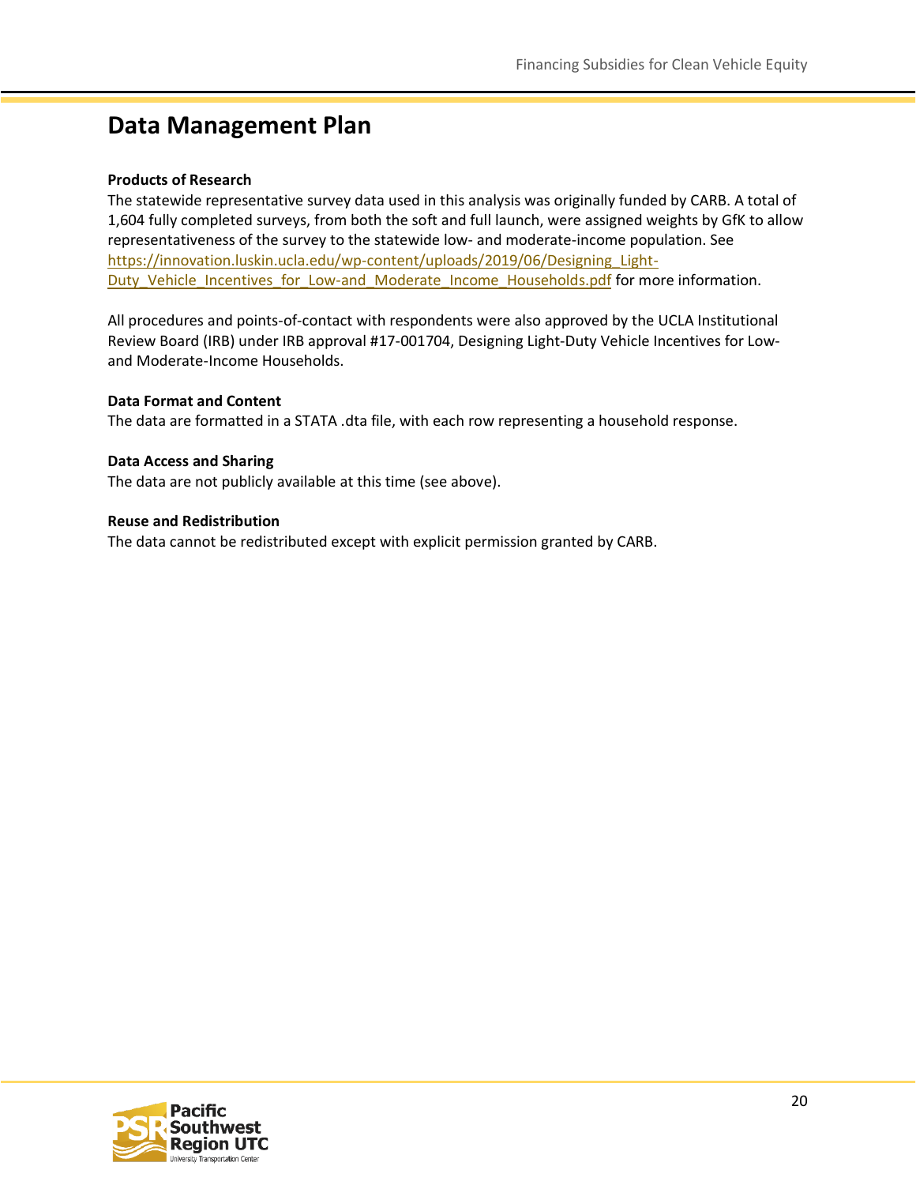# Data Management Plan

**Products of Research**

The statewide representative survey data used in this analysis was originally funded by CARB. A total of 1,604 fully completed surveys, from both the soft and full launch, were assigned weights by GfK to allow representativeness of the survey to the statewide low- and moderate-income population. See https://innovation.luskin.ucla.edu/wp-content/uploads/2019/06/Designing_Light-Duty_Vehicle_Incentives_for_Low-and_Moderate_Income_Households.pdf for more information.

All procedures and points-of-contact with respondents were also approved by the UCLA Institutional Review Board (IRB) under IRB approval #17-001704, Designing Light-Duty Vehicle Incentives for Low- and Moderate-Income Households.

**Data Format and Content**

The data are formatted in a STATA .dta file, with each row representing a household response.

**Data Access and Sharing**

The data are not publicly available at this time (see above).

**Reuse and Redistribution**

The data cannot be redistributed except with explicit permission granted by CARB.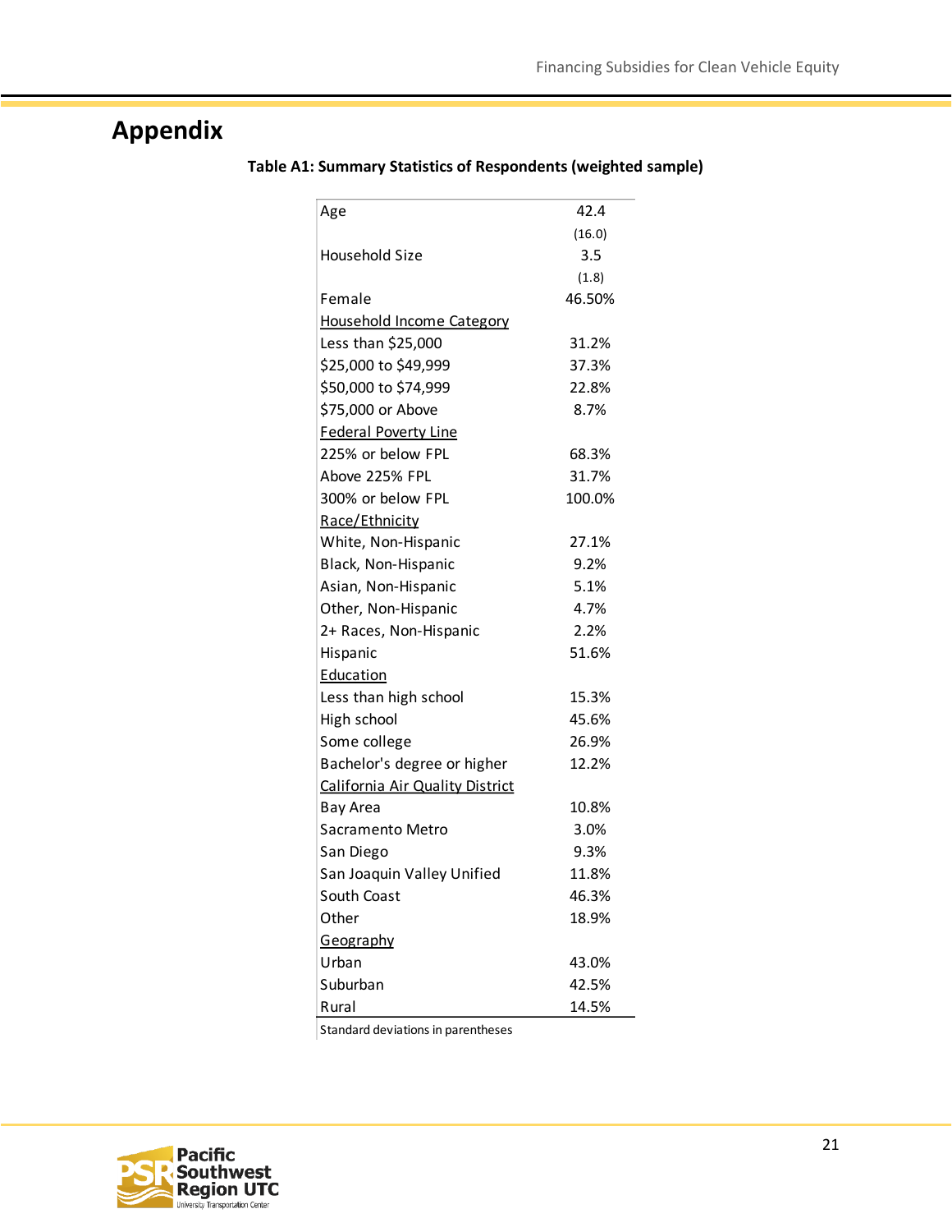# Appendix

**Table A1: Summary Statistics of Respondents (weighted sample)**

| | |
|---|---|
| Age | 42.4 |
| | (16.0) |
| Household Size | 3.5 |
| | (1.8) |
| Female | 46.50% |
| Household Income Category | |
| Less than $25,000 | 31.2% |
| $25,000 to $49,999 | 37.3% |
| $50,000 to $74,999 | 22.8% |
| $75,000 or Above | 8.7% |
| Federal Poverty Line | |
| 225% or below FPL | 68.3% |
| Above 225% FPL | 31.7% |
| 300% or below FPL | 100.0% |
| Race/Ethnicity | |
| White, Non-Hispanic | 27.1% |
| Black, Non-Hispanic | 9.2% |
| Asian, Non-Hispanic | 5.1% |
| Other, Non-Hispanic | 4.7% |
| 2+ Races, Non-Hispanic | 2.2% |
| Hispanic | 51.6% |
| Education | |
| Less than high school | 15.3% |
| High school | 45.6% |
| Some college | 26.9% |
| Bachelor's degree or higher | 12.2% |
| California Air Quality District | |
| Bay Area | 10.8% |
| Sacramento Metro | 3.0% |
| San Diego | 9.3% |
| San Joaquin Valley Unified | 11.8% |
| South Coast | 46.3% |
| Other | 18.9% |
| Geography | |
| Urban | 43.0% |
| Suburban | 42.5% |
| Rural | 14.5% |

Standard deviations in parentheses